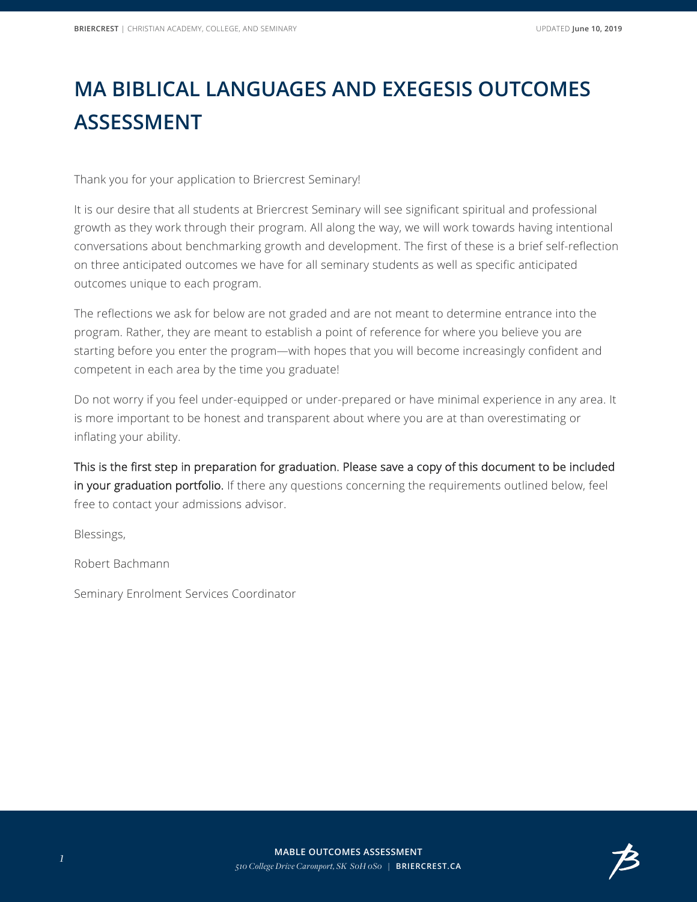# MA BIBLICAL LANGUAGES AND EXEGESIS OUTCOMES ASSESSMENT

Thank you for your application to Briercrest Seminary!

It is our desire that all students at Briercrest Seminary will see significant spiritual and professional growth as they work through their program. All along the way, we will work towards having intentional conversations about benchmarking growth and development. The first of these is a brief self-reflection on three anticipated outcomes we have for all seminary students as well as specific anticipated outcomes unique to each program.

The reflections we ask for below are not graded and are not meant to determine entrance into the program. Rather, they are meant to establish a point of reference for where you believe you are starting before you enter the program—with hopes that you will become increasingly confident and competent in each area by the time you graduate!

Do not worry if you feel under-equipped or under-prepared or have minimal experience in any area. It is more important to be honest and transparent about where you are at than overestimating or inflating your ability.

This is the first step in preparation for graduation. Please save a copy of this document to be included in your graduation portfolio. If there any questions concerning the requirements outlined below, feel free to contact your admissions advisor.

Blessings,

Robert Bachmann

Seminary Enrolment Services Coordinator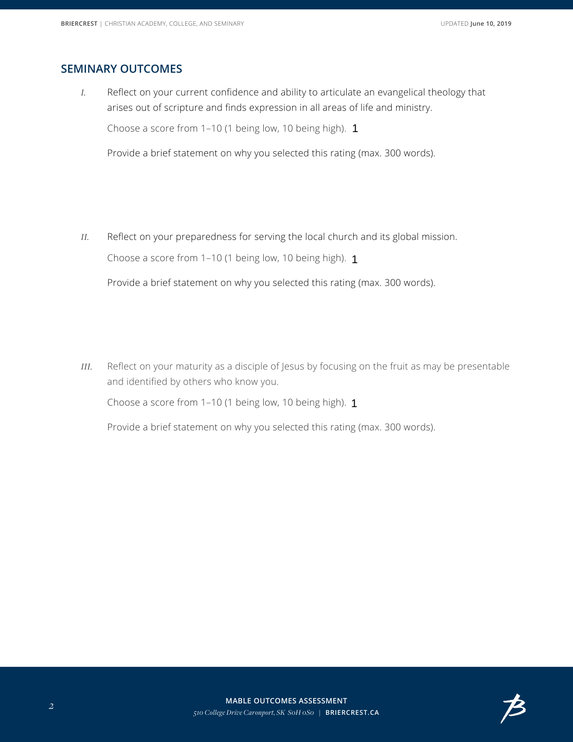## SEMINARY OUTCOMES

*I.* Reflect on your current confidence and ability to articulate an evangelical theology that arises out of scripture and finds expression in all areas of life and ministry.

Choose a score from 1–10 (1 being low, 10 being high). 1

Provide a brief statement on why you selected this rating (max. 300 words).

*II.* Reflect on your preparedness for serving the local church and its global mission.

Choose a score from 1–10 (1 being low, 10 being high). 1

Provide a brief statement on why you selected this rating (max. 300 words).

*III.* Reflect on your maturity as a disciple of Jesus by focusing on the fruit as may be presentable and identified by others who know you.

Choose a score from 1–10 (1 being low, 10 being high). 1

Provide a brief statement on why you selected this rating (max. 300 words).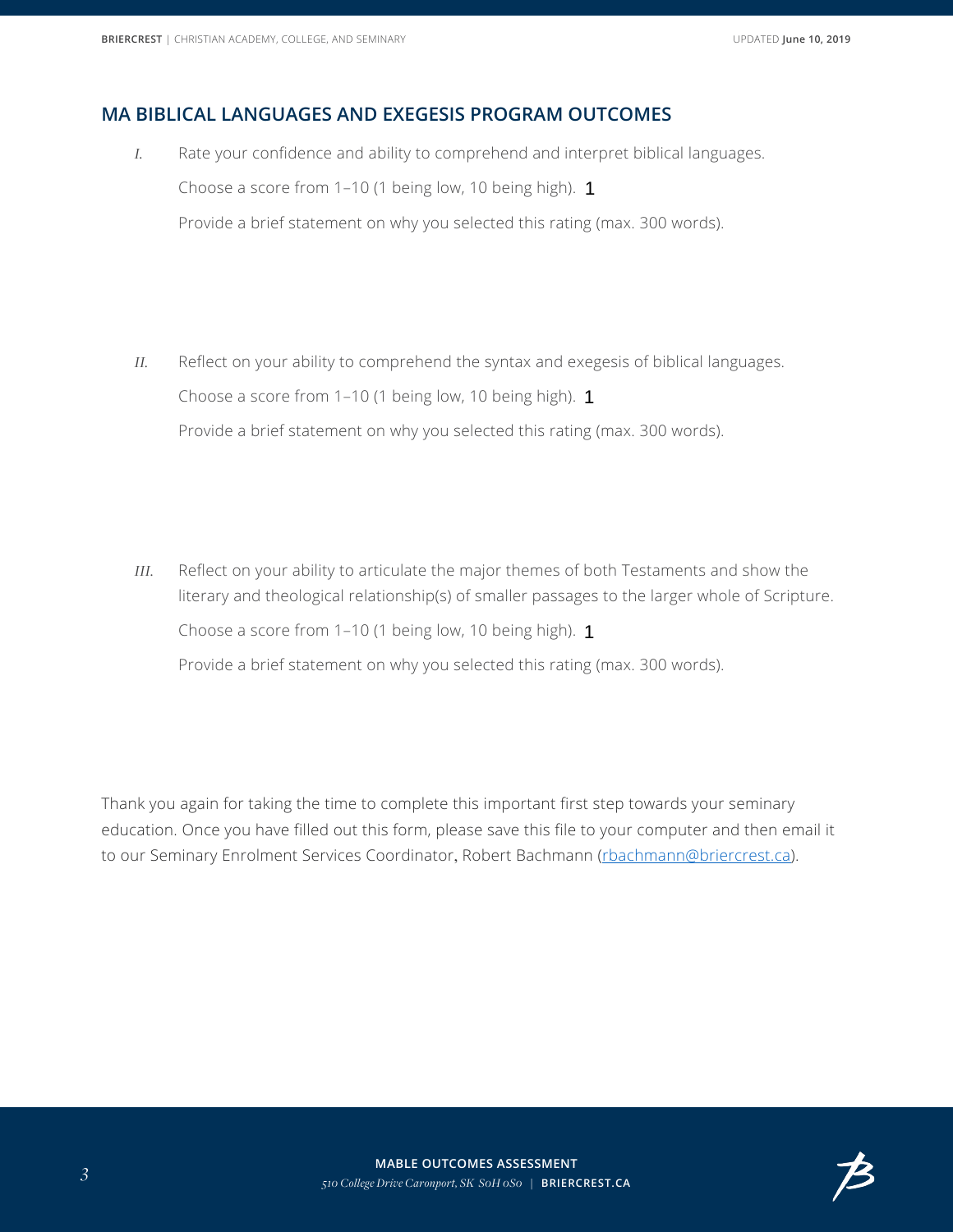## MA BIBLICAL LANGUAGES AND EXEGESIS PROGRAM OUTCOMES

*I.* Rate your confidence and ability to comprehend and interpret biblical languages.

Choose a score from 1–10 (1 being low, 10 being high). 1

Provide a brief statement on why you selected this rating (max. 300 words).

*II.* Reflect on your ability to comprehend the syntax and exegesis of biblical languages.

Choose a score from 1–10 (1 being low, 10 being high). 1

Provide a brief statement on why you selected this rating (max. 300 words).

*III.* Reflect on your ability to articulate the major themes of both Testaments and show the literary and theological relationship(s) of smaller passages to the larger whole of Scripture.

Choose a score from 1–10 (1 being low, 10 being high). 1

Provide a brief statement on why you selected this rating (max. 300 words).

Thank you again for taking the time to complete this important first step towards your seminary education. Once you have filled out this form, please save this file to your computer and then email it to our Seminary Enrolment Services Coordinator, Robert Bachmann (rbachmann@briercrest.ca).